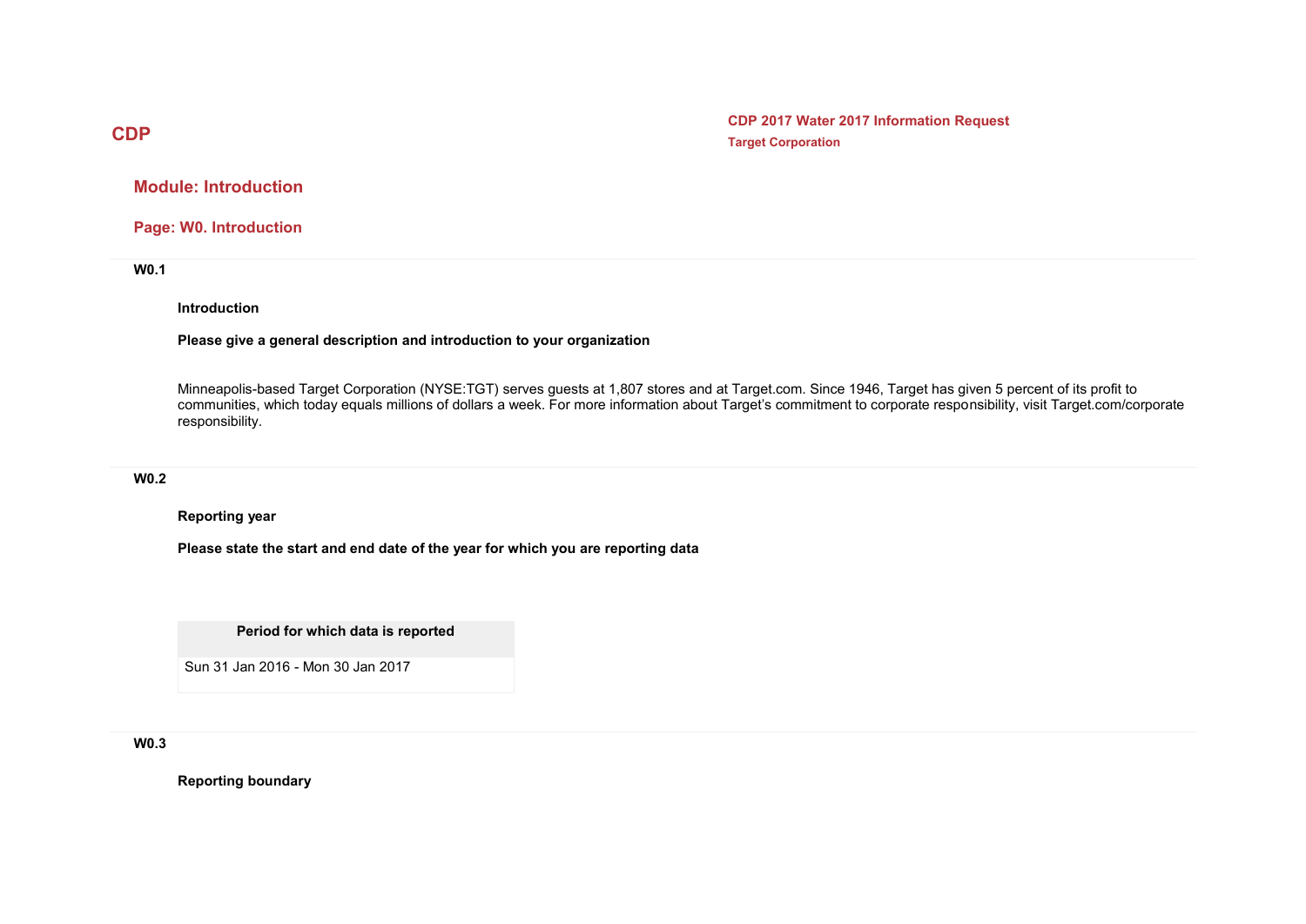# CDP

**CDP 2017 Water 2017 Information Request**
**Target Corporation**

## Module: Introduction

### Page: W0. Introduction

**W0.1**

**Introduction**

**Please give a general description and introduction to your organization**

Minneapolis-based Target Corporation (NYSE:TGT) serves guests at 1,807 stores and at Target.com. Since 1946, Target has given 5 percent of its profit to communities, which today equals millions of dollars a week. For more information about Target's commitment to corporate responsibility, visit Target.com/corporate responsibility.

**W0.2**

**Reporting year**

**Please state the start and end date of the year for which you are reporting data**

| Period for which data is reported |
|---|
| Sun 31 Jan 2016 - Mon 30 Jan 2017 |

**W0.3**

**Reporting boundary**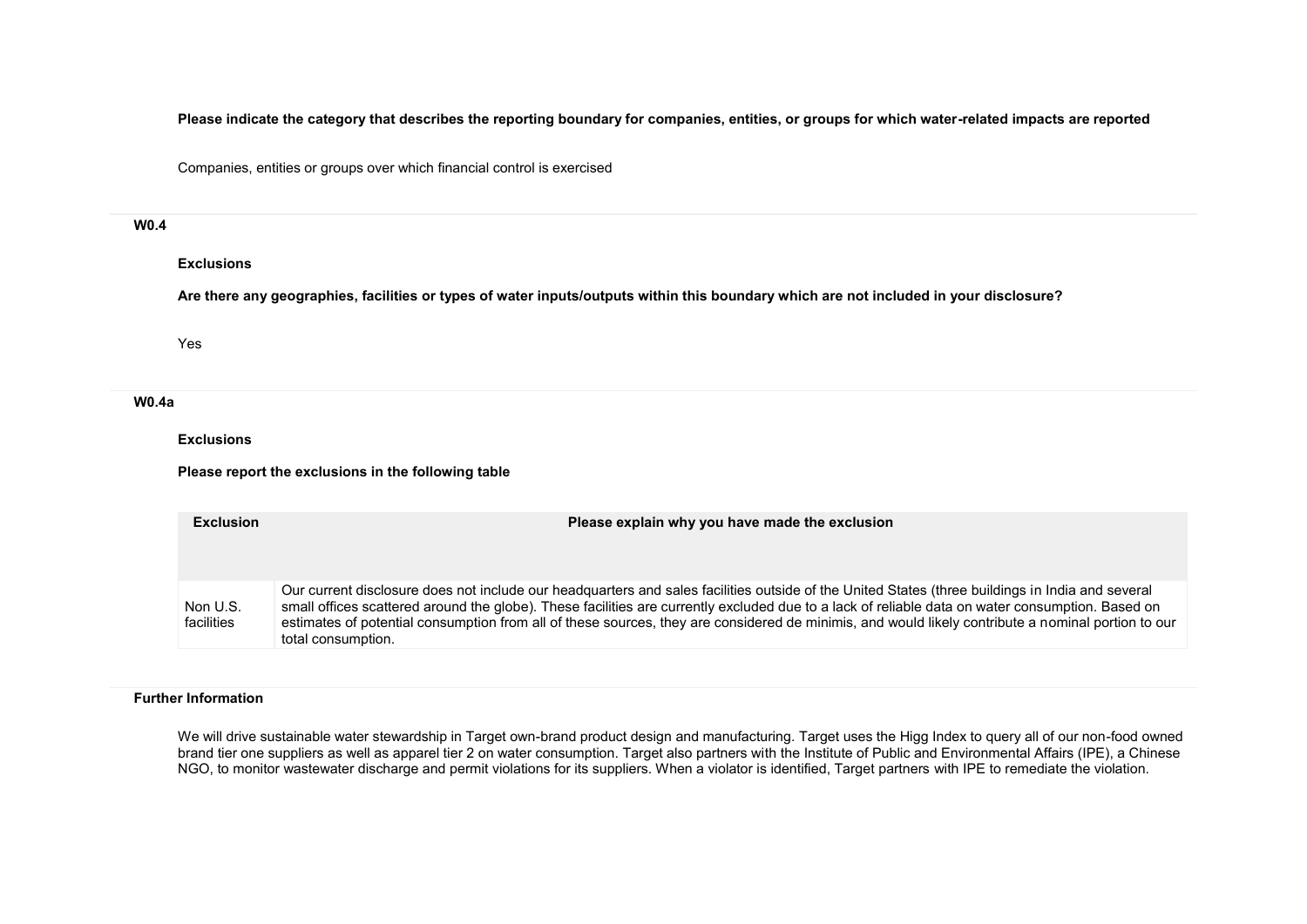**Please indicate the category that describes the reporting boundary for companies, entities, or groups for which water-related impacts are reported**

Companies, entities or groups over which financial control is exercised

## W0.4

**Exclusions**

**Are there any geographies, facilities or types of water inputs/outputs within this boundary which are not included in your disclosure?**

Yes

## W0.4a

**Exclusions**

**Please report the exclusions in the following table**

| Exclusion | Please explain why you have made the exclusion |
|---|---|
| Non U.S. facilities | Our current disclosure does not include our headquarters and sales facilities outside of the United States (three buildings in India and several small offices scattered around the globe). These facilities are currently excluded due to a lack of reliable data on water consumption. Based on estimates of potential consumption from all of these sources, they are considered de minimis, and would likely contribute a nominal portion to our total consumption. |

## Further Information

We will drive sustainable water stewardship in Target own-brand product design and manufacturing. Target uses the Higg Index to query all of our non-food owned brand tier one suppliers as well as apparel tier 2 on water consumption. Target also partners with the Institute of Public and Environmental Affairs (IPE), a Chinese NGO, to monitor wastewater discharge and permit violations for its suppliers. When a violator is identified, Target partners with IPE to remediate the violation.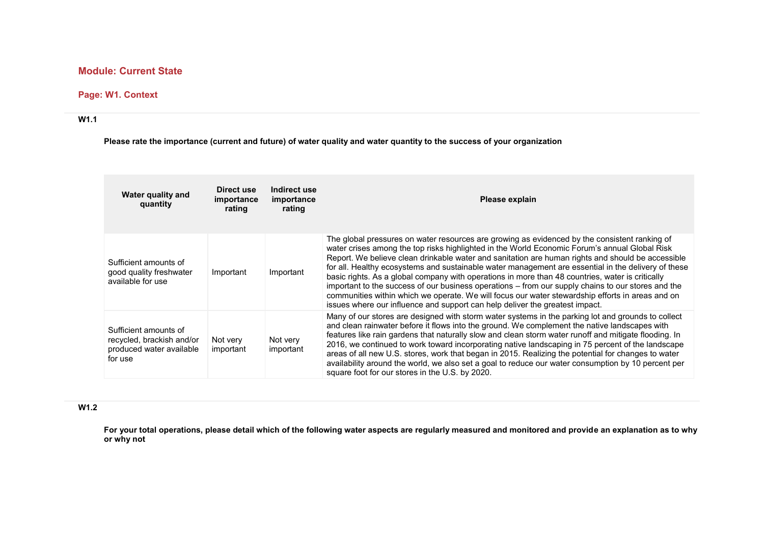## Module: Current State

### Page: W1. Context

**W1.1**

**Please rate the importance (current and future) of water quality and water quantity to the success of your organization**

| Water quality and quantity | Direct use importance rating | Indirect use importance rating | Please explain |
|---|---|---|---|
| Sufficient amounts of good quality freshwater available for use | Important | Important | The global pressures on water resources are growing as evidenced by the consistent ranking of water crises among the top risks highlighted in the World Economic Forum's annual Global Risk Report. We believe clean drinkable water and sanitation are human rights and should be accessible for all. Healthy ecosystems and sustainable water management are essential in the delivery of these basic rights. As a global company with operations in more than 48 countries, water is critically important to the success of our business operations – from our supply chains to our stores and the communities within which we operate. We will focus our water stewardship efforts in areas and on issues where our influence and support can help deliver the greatest impact. |
| Sufficient amounts of recycled, brackish and/or produced water available for use | Not very important | Not very important | Many of our stores are designed with storm water systems in the parking lot and grounds to collect and clean rainwater before it flows into the ground. We complement the native landscapes with features like rain gardens that naturally slow and clean storm water runoff and mitigate flooding. In 2016, we continued to work toward incorporating native landscaping in 75 percent of the landscape areas of all new U.S. stores, work that began in 2015. Realizing the potential for changes to water availability around the world, we also set a goal to reduce our water consumption by 10 percent per square foot for our stores in the U.S. by 2020. |

**W1.2**

**For your total operations, please detail which of the following water aspects are regularly measured and monitored and provide an explanation as to why or why not**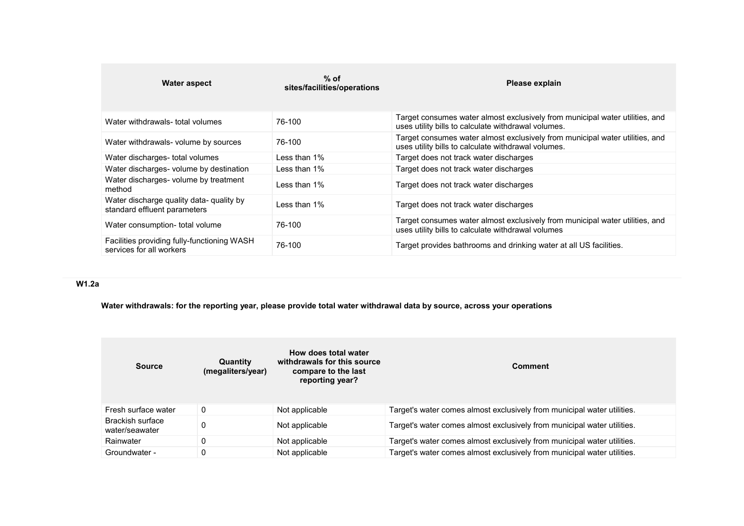| Water aspect | % of sites/facilities/operations | Please explain |
|---|---|---|
| Water withdrawals- total volumes | 76-100 | Target consumes water almost exclusively from municipal water utilities, and uses utility bills to calculate withdrawal volumes. |
| Water withdrawals- volume by sources | 76-100 | Target consumes water almost exclusively from municipal water utilities, and uses utility bills to calculate withdrawal volumes. |
| Water discharges- total volumes | Less than 1% | Target does not track water discharges |
| Water discharges- volume by destination | Less than 1% | Target does not track water discharges |
| Water discharges- volume by treatment method | Less than 1% | Target does not track water discharges |
| Water discharge quality data- quality by standard effluent parameters | Less than 1% | Target does not track water discharges |
| Water consumption- total volume | 76-100 | Target consumes water almost exclusively from municipal water utilities, and uses utility bills to calculate withdrawal volumes |
| Facilities providing fully-functioning WASH services for all workers | 76-100 | Target provides bathrooms and drinking water at all US facilities. |

### W1.2a

**Water withdrawals: for the reporting year, please provide total water withdrawal data by source, across your operations**

| Source | Quantity (megaliters/year) | How does total water withdrawals for this source compare to the last reporting year? | Comment |
|---|---|---|---|
| Fresh surface water | 0 | Not applicable | Target's water comes almost exclusively from municipal water utilities. |
| Brackish surface water/seawater | 0 | Not applicable | Target's water comes almost exclusively from municipal water utilities. |
| Rainwater | 0 | Not applicable | Target's water comes almost exclusively from municipal water utilities. |
| Groundwater - | 0 | Not applicable | Target's water comes almost exclusively from municipal water utilities. |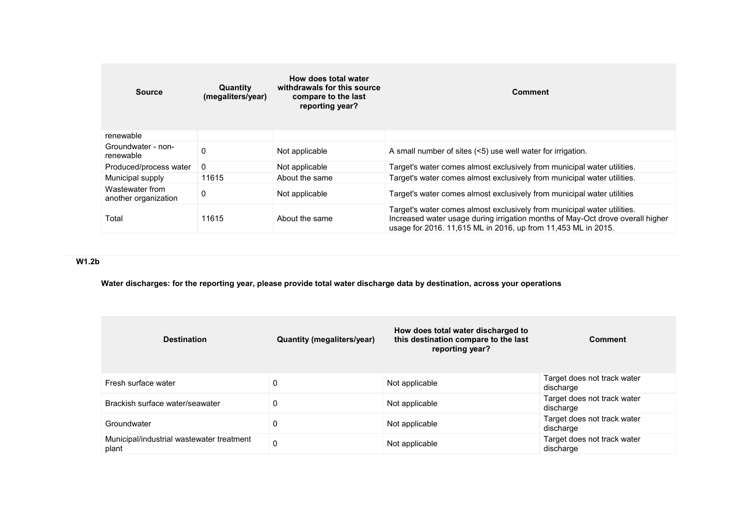| Source | Quantity (megaliters/year) | How does total water withdrawals for this source compare to the last reporting year? | Comment |
|---|---|---|---|
| renewable | | | |
| Groundwater - non-renewable | 0 | Not applicable | A small number of sites (<5) use well water for irrigation. |
| Produced/process water | 0 | Not applicable | Target's water comes almost exclusively from municipal water utilities. |
| Municipal supply | 11615 | About the same | Target's water comes almost exclusively from municipal water utilities. |
| Wastewater from another organization | 0 | Not applicable | Target's water comes almost exclusively from municipal water utilities |
| Total | 11615 | About the same | Target's water comes almost exclusively from municipal water utilities. Increased water usage during irrigation months of May-Oct drove overall higher usage for 2016. 11,615 ML in 2016, up from 11,453 ML in 2015. |

**W1.2b**

**Water discharges: for the reporting year, please provide total water discharge data by destination, across your operations**

| Destination | Quantity (megaliters/year) | How does total water discharged to this destination compare to the last reporting year? | Comment |
|---|---|---|---|
| Fresh surface water | 0 | Not applicable | Target does not track water discharge |
| Brackish surface water/seawater | 0 | Not applicable | Target does not track water discharge |
| Groundwater | 0 | Not applicable | Target does not track water discharge |
| Municipal/industrial wastewater treatment plant | 0 | Not applicable | Target does not track water discharge |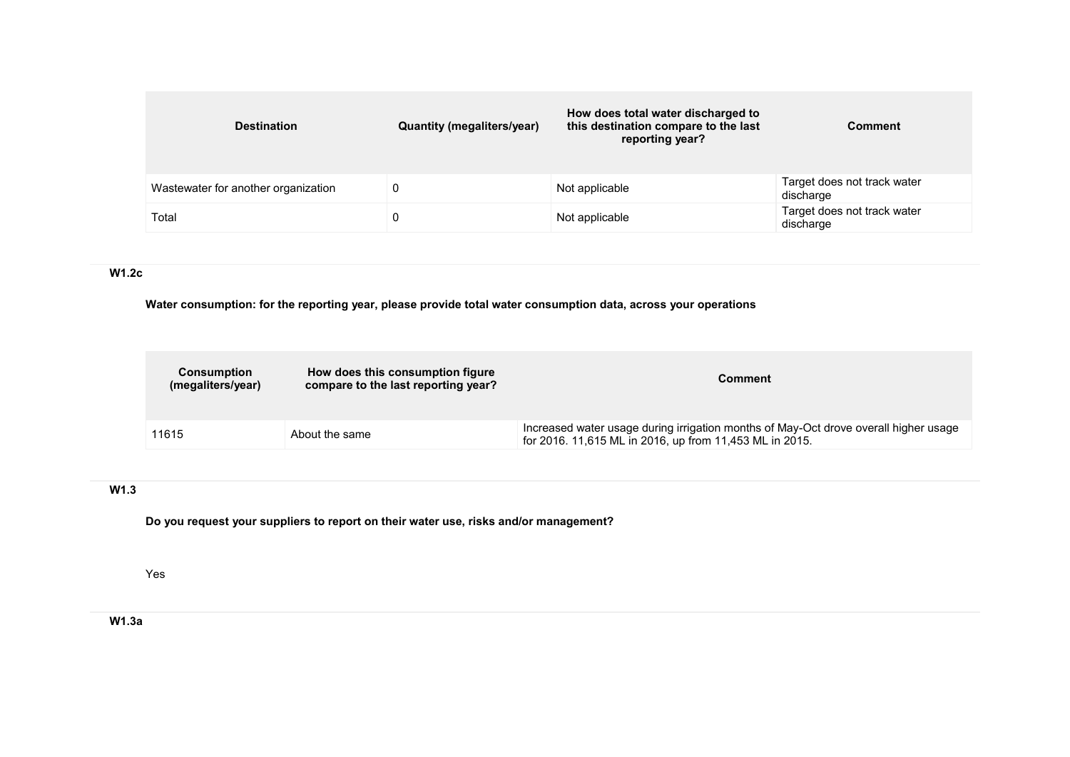| Destination | Quantity (megaliters/year) | How does total water discharged to this destination compare to the last reporting year? | Comment |
| --- | --- | --- | --- |
| Wastewater for another organization | 0 | Not applicable | Target does not track water discharge |
| Total | 0 | Not applicable | Target does not track water discharge |

### W1.2c

**Water consumption: for the reporting year, please provide total water consumption data, across your operations**

| Consumption (megaliters/year) | How does this consumption figure compare to the last reporting year? | Comment |
| --- | --- | --- |
| 11615 | About the same | Increased water usage during irrigation months of May-Oct drove overall higher usage for 2016. 11,615 ML in 2016, up from 11,453 ML in 2015. |

### W1.3

**Do you request your suppliers to report on their water use, risks and/or management?**

Yes

### W1.3a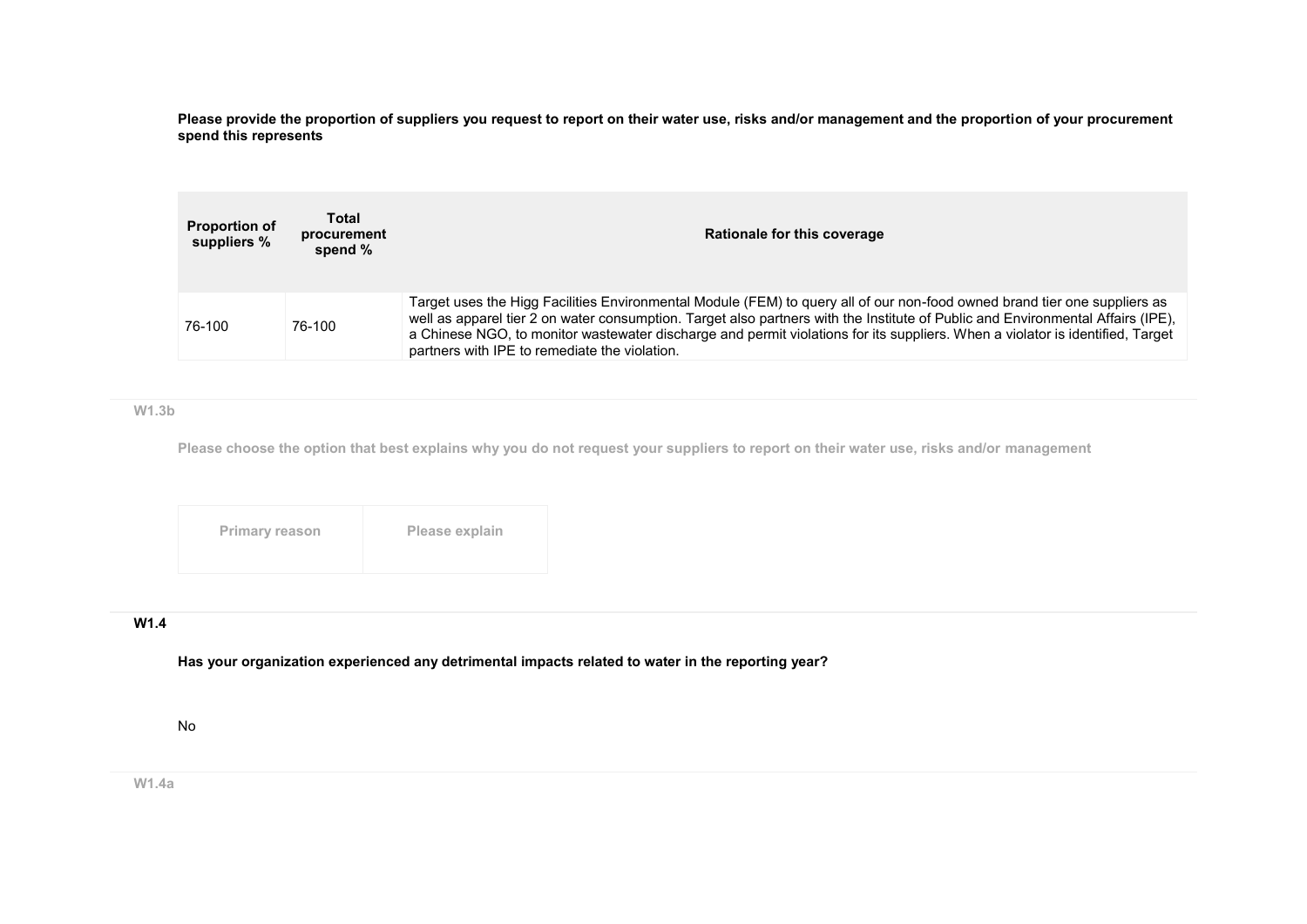**Please provide the proportion of suppliers you request to report on their water use, risks and/or management and the proportion of your procurement spend this represents**

| Proportion of suppliers % | Total procurement spend % | Rationale for this coverage |
|---|---|---|
| 76-100 | 76-100 | Target uses the Higg Facilities Environmental Module (FEM) to query all of our non-food owned brand tier one suppliers as well as apparel tier 2 on water consumption. Target also partners with the Institute of Public and Environmental Affairs (IPE), a Chinese NGO, to monitor wastewater discharge and permit violations for its suppliers. When a violator is identified, Target partners with IPE to remediate the violation. |

## W1.3b

**Please choose the option that best explains why you do not request your suppliers to report on their water use, risks and/or management**

| Primary reason | Please explain |
|---|---|
| | |

## W1.4

**Has your organization experienced any detrimental impacts related to water in the reporting year?**

No

## W1.4a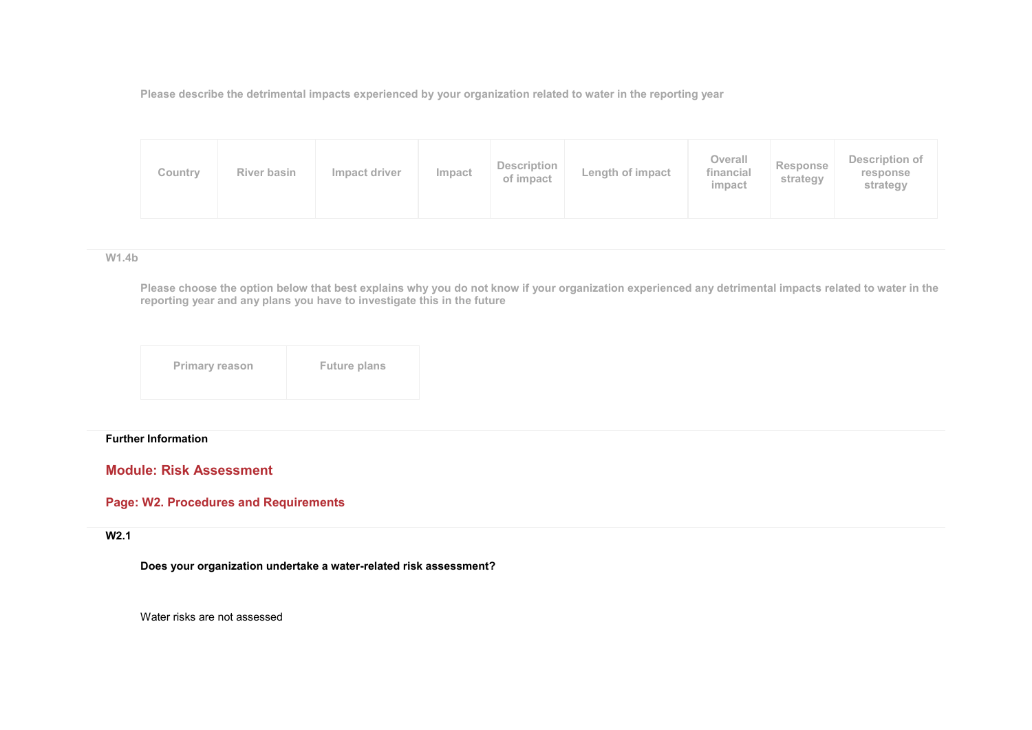Please describe the detrimental impacts experienced by your organization related to water in the reporting year

| Country | River basin | Impact driver | Impact | Description of impact | Length of impact | Overall financial impact | Response strategy | Description of response strategy |
|---|---|---|---|---|---|---|---|---|

W1.4b

Please choose the option below that best explains why you do not know if your organization experienced any detrimental impacts related to water in the reporting year and any plans you have to investigate this in the future

| Primary reason | Future plans |
|---|---|

**Further Information**

## Module: Risk Assessment

### Page: W2. Procedures and Requirements

**W2.1**

**Does your organization undertake a water-related risk assessment?**

Water risks are not assessed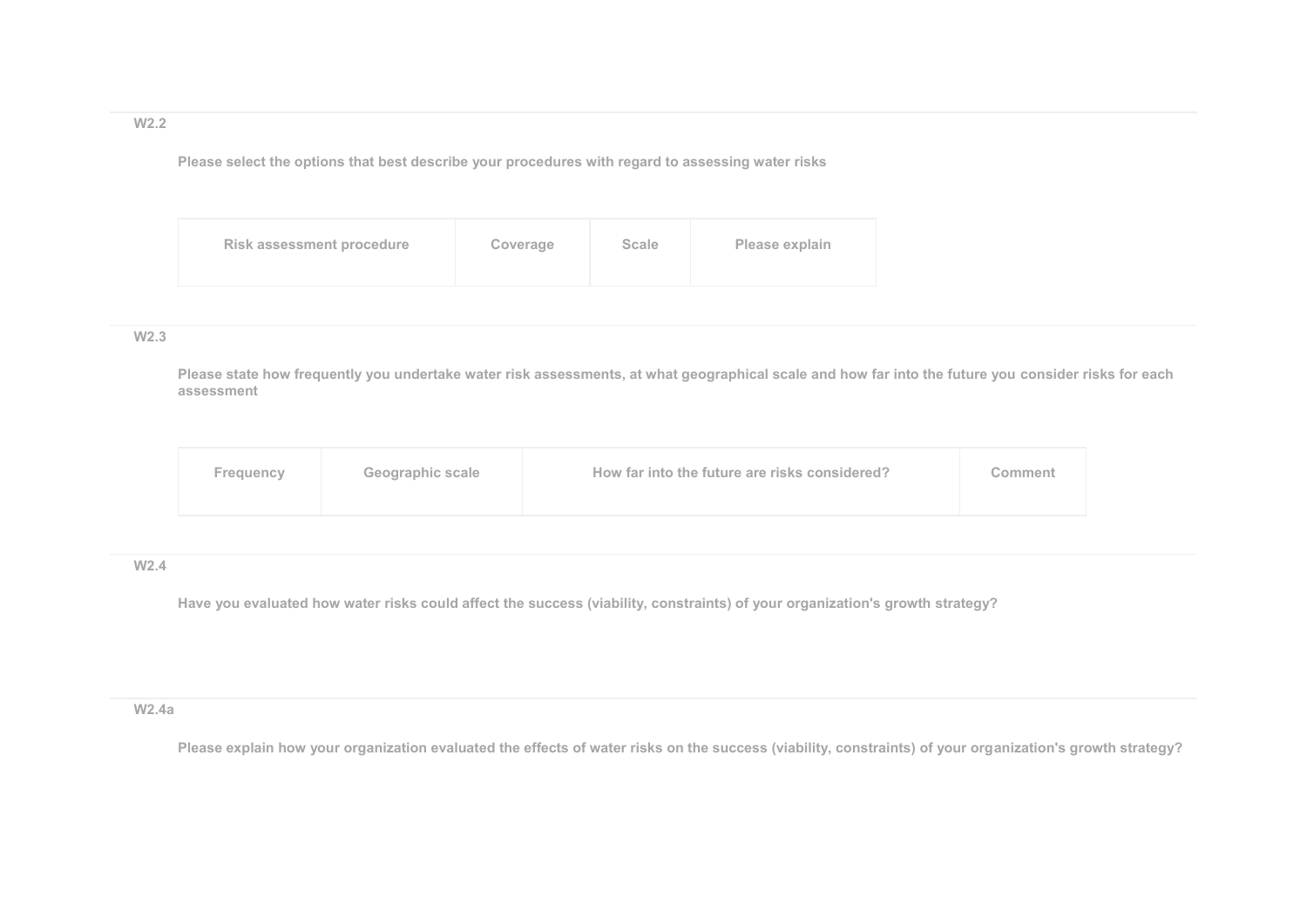### W2.2

**Please select the options that best describe your procedures with regard to assessing water risks**

| Risk assessment procedure | Coverage | Scale | Please explain |
| --- | --- | --- | --- |

### W2.3

**Please state how frequently you undertake water risk assessments, at what geographical scale and how far into the future you consider risks for each assessment**

| Frequency | Geographic scale | How far into the future are risks considered? | Comment |
| --- | --- | --- | --- |

### W2.4

**Have you evaluated how water risks could affect the success (viability, constraints) of your organization's growth strategy?**

### W2.4a

**Please explain how your organization evaluated the effects of water risks on the success (viability, constraints) of your organization's growth strategy?**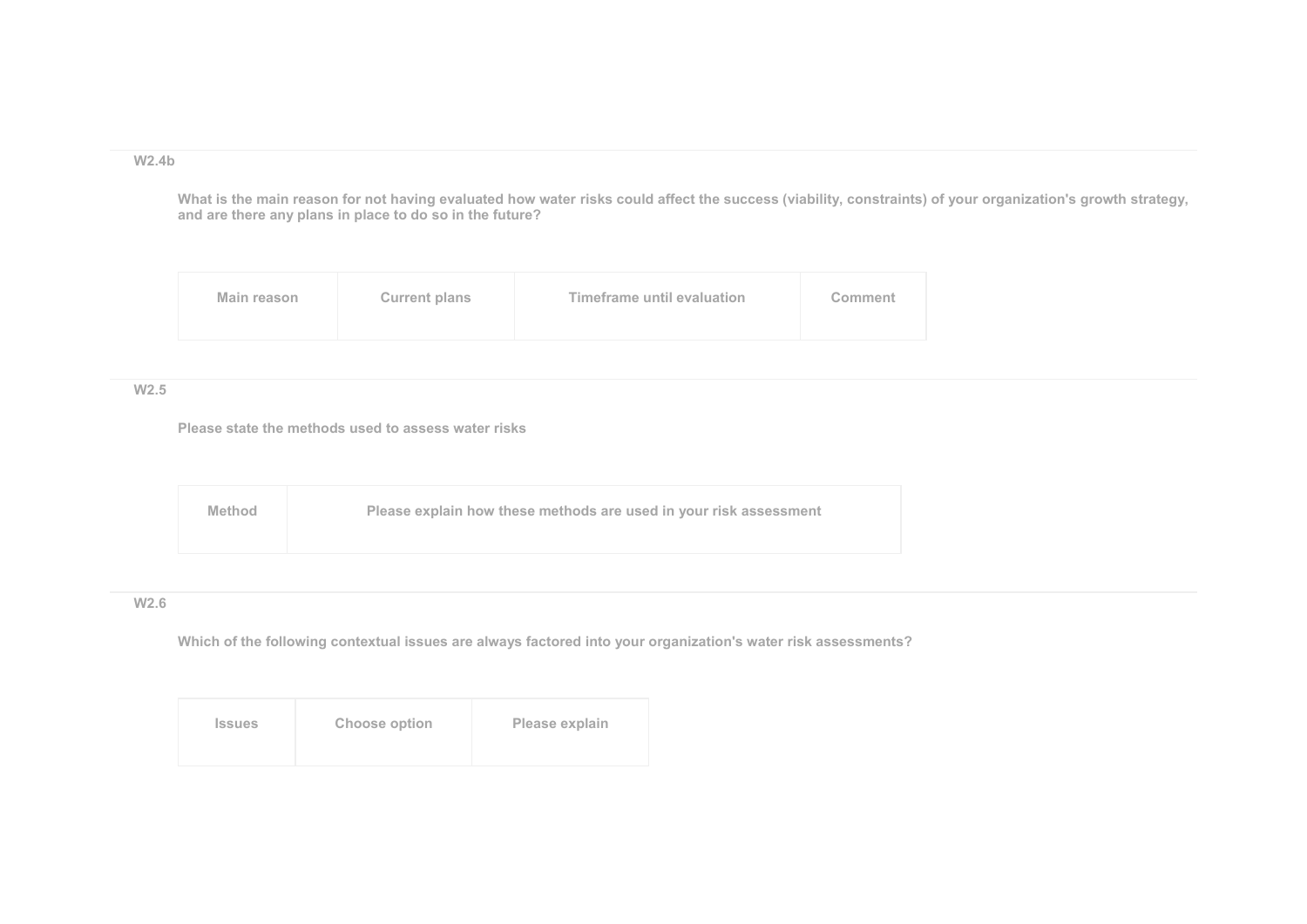### W2.4b

**What is the main reason for not having evaluated how water risks could affect the success (viability, constraints) of your organization's growth strategy, and are there any plans in place to do so in the future?**

| Main reason | Current plans | Timeframe until evaluation | Comment |
|---|---|---|---|

### W2.5

**Please state the methods used to assess water risks**

| Method | Please explain how these methods are used in your risk assessment |
|---|---|

### W2.6

**Which of the following contextual issues are always factored into your organization's water risk assessments?**

| Issues | Choose option | Please explain |
|---|---|---|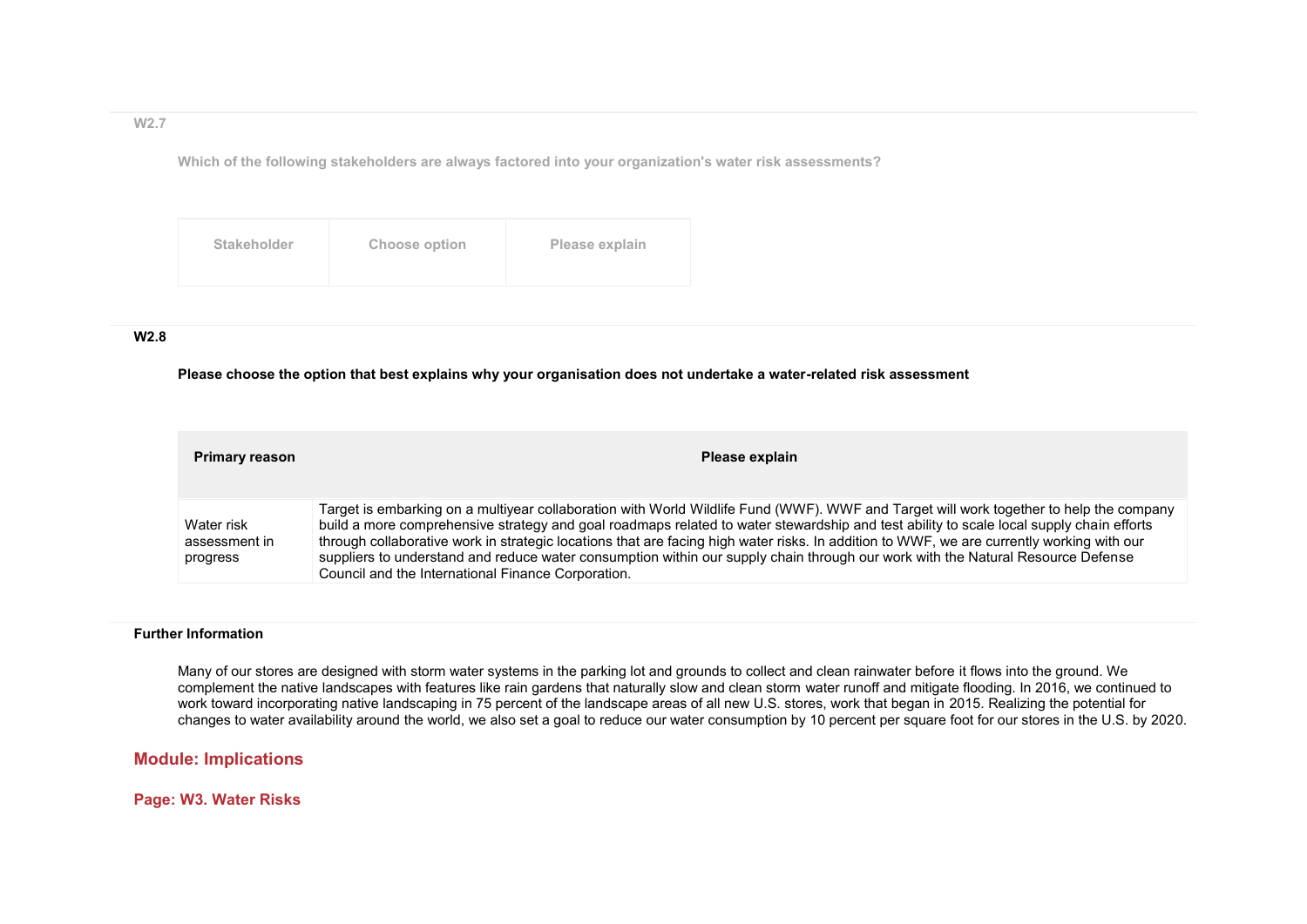### W2.7

**Which of the following stakeholders are always factored into your organization's water risk assessments?**

| Stakeholder | Choose option | Please explain |
|---|---|---|

### W2.8

**Please choose the option that best explains why your organisation does not undertake a water-related risk assessment**

| Primary reason | Please explain |
|---|---|
| Water risk assessment in progress | Target is embarking on a multiyear collaboration with World Wildlife Fund (WWF). WWF and Target will work together to help the company build a more comprehensive strategy and goal roadmaps related to water stewardship and test ability to scale local supply chain efforts through collaborative work in strategic locations that are facing high water risks. In addition to WWF, we are currently working with our suppliers to understand and reduce water consumption within our supply chain through our work with the Natural Resource Defense Council and the International Finance Corporation. |

### Further Information

Many of our stores are designed with storm water systems in the parking lot and grounds to collect and clean rainwater before it flows into the ground. We complement the native landscapes with features like rain gardens that naturally slow and clean storm water runoff and mitigate flooding. In 2016, we continued to work toward incorporating native landscaping in 75 percent of the landscape areas of all new U.S. stores, work that began in 2015. Realizing the potential for changes to water availability around the world, we also set a goal to reduce our water consumption by 10 percent per square foot for our stores in the U.S. by 2020.

## Module: Implications

## Page: W3. Water Risks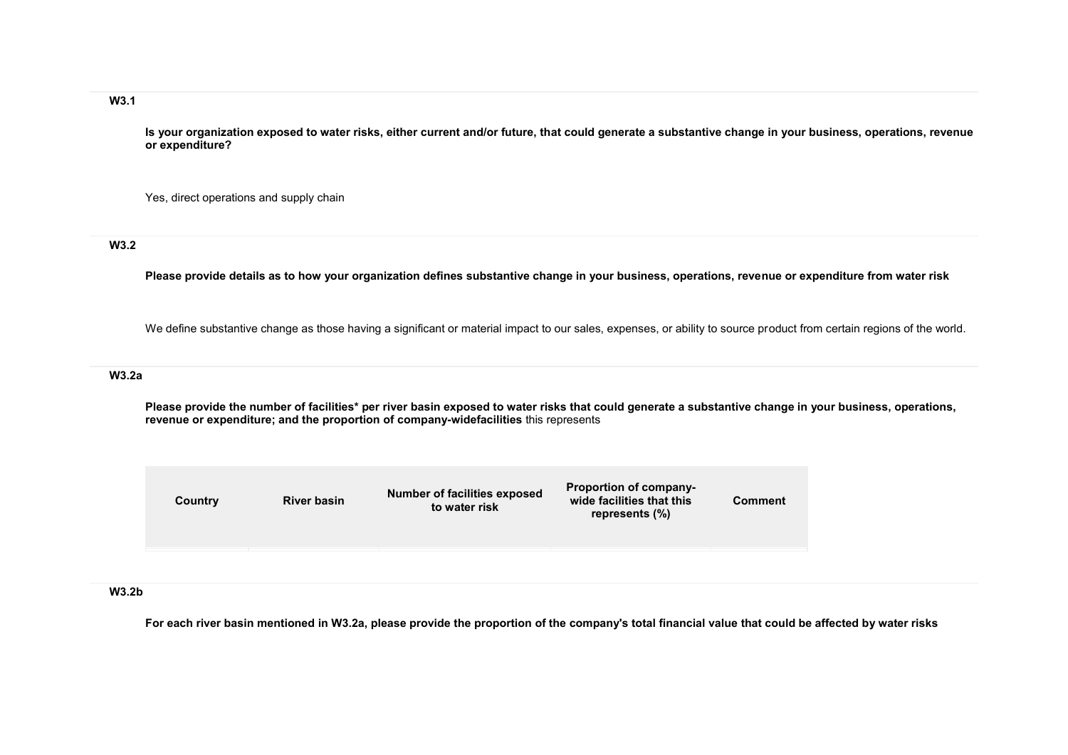### W3.1

**Is your organization exposed to water risks, either current and/or future, that could generate a substantive change in your business, operations, revenue or expenditure?**

Yes, direct operations and supply chain

### W3.2

**Please provide details as to how your organization defines substantive change in your business, operations, revenue or expenditure from water risk**

We define substantive change as those having a significant or material impact to our sales, expenses, or ability to source product from certain regions of the world.

### W3.2a

**Please provide the number of facilities* per river basin exposed to water risks that could generate a substantive change in your business, operations, revenue or expenditure; and the proportion of company-widefacilities** this represents

| Country | River basin | Number of facilities exposed to water risk | Proportion of company-wide facilities that this represents (%) | Comment |
|---|---|---|---|---|
| | | | | |

### W3.2b

**For each river basin mentioned in W3.2a, please provide the proportion of the company's total financial value that could be affected by water risks**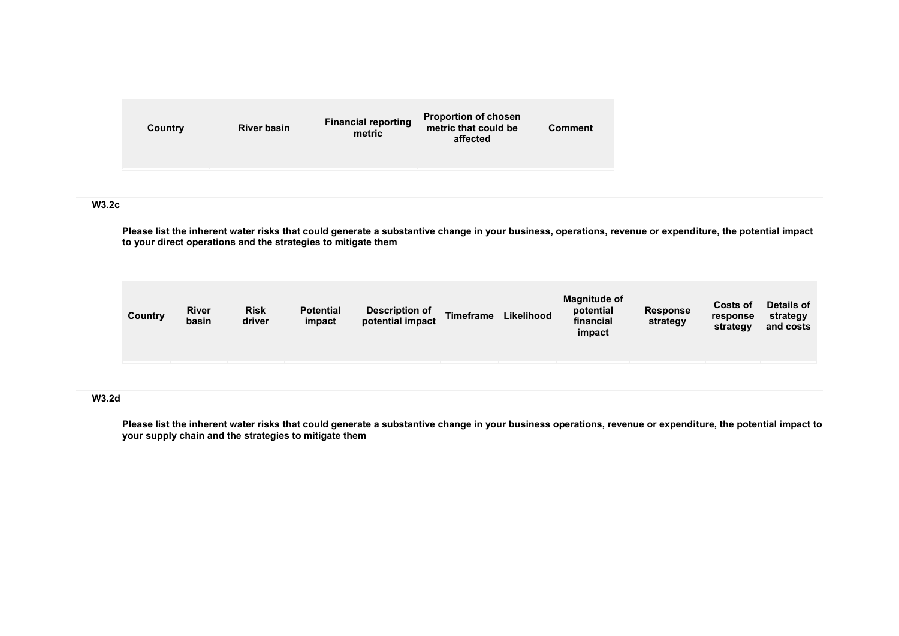| Country | River basin | Financial reporting metric | Proportion of chosen metric that could be affected | Comment |
|---|---|---|---|---|
| | | | | |

### W3.2c

**Please list the inherent water risks that could generate a substantive change in your business, operations, revenue or expenditure, the potential impact to your direct operations and the strategies to mitigate them**

| Country | River basin | Risk driver | Potential impact | Description of potential impact | Timeframe | Likelihood | Magnitude of potential financial impact | Response strategy | Costs of response strategy | Details of strategy and costs |
|---|---|---|---|---|---|---|---|---|---|---|
| | | | | | | | | | | |

### W3.2d

**Please list the inherent water risks that could generate a substantive change in your business operations, revenue or expenditure, the potential impact to your supply chain and the strategies to mitigate them**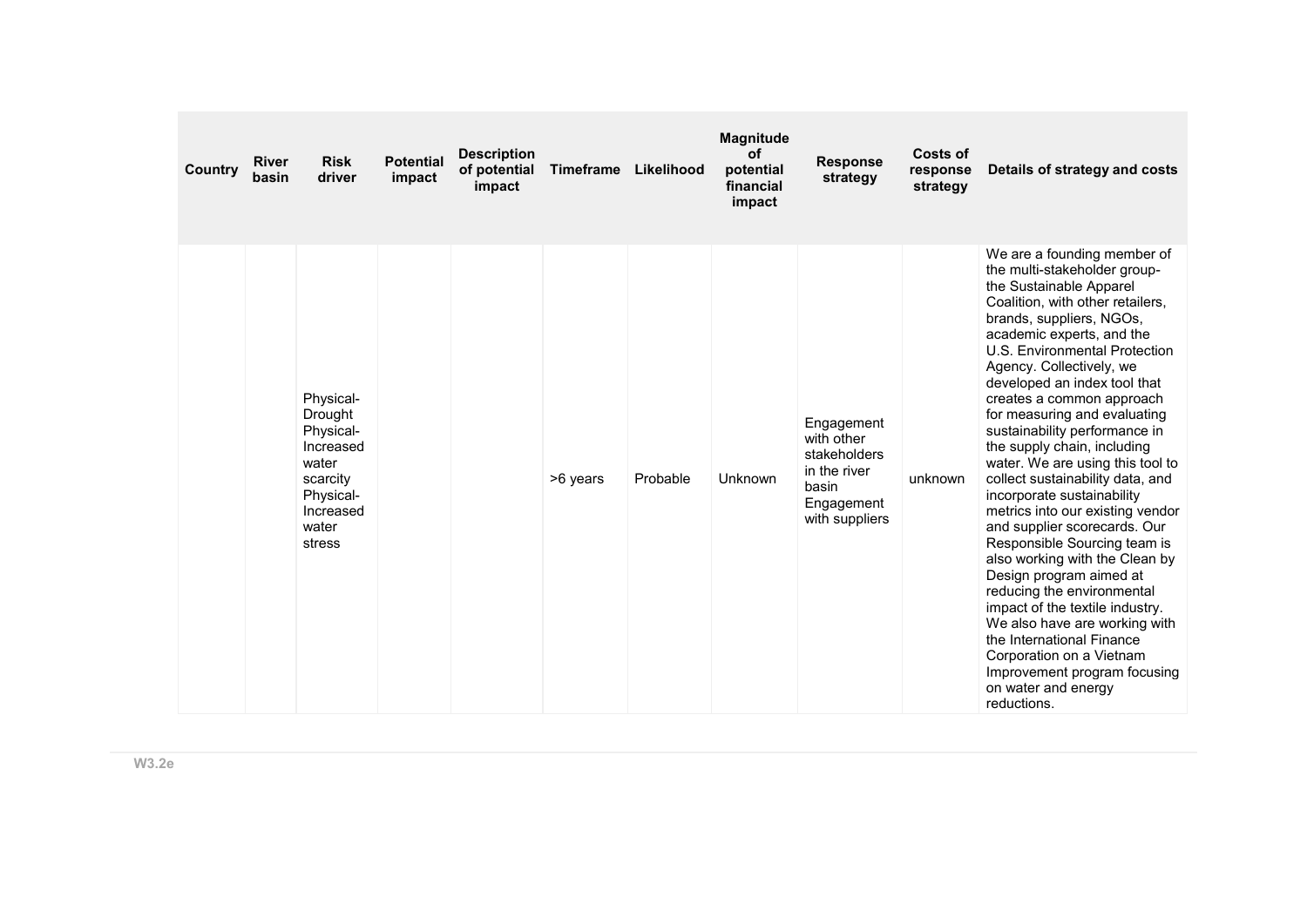| Country | River basin | Risk driver | Potential impact | Description of potential impact | Timeframe | Likelihood | Magnitude of potential financial impact | Response strategy | Costs of response strategy | Details of strategy and costs |
|---|---|---|---|---|---|---|---|---|---|---|
| | | Physical-Drought Physical-Increased water scarcity Physical-Increased water stress | | | >6 years | Probable | Unknown | Engagement with other stakeholders in the river basin Engagement with suppliers | unknown | We are a founding member of the multi-stakeholder group- the Sustainable Apparel Coalition, with other retailers, brands, suppliers, NGOs, academic experts, and the U.S. Environmental Protection Agency. Collectively, we developed an index tool that creates a common approach for measuring and evaluating sustainability performance in the supply chain, including water. We are using this tool to collect sustainability data, and incorporate sustainability metrics into our existing vendor and supplier scorecards. Our Responsible Sourcing team is also working with the Clean by Design program aimed at reducing the environmental impact of the textile industry. We also have are working with the International Finance Corporation on a Vietnam Improvement program focusing on water and energy reductions. |

**W3.2e**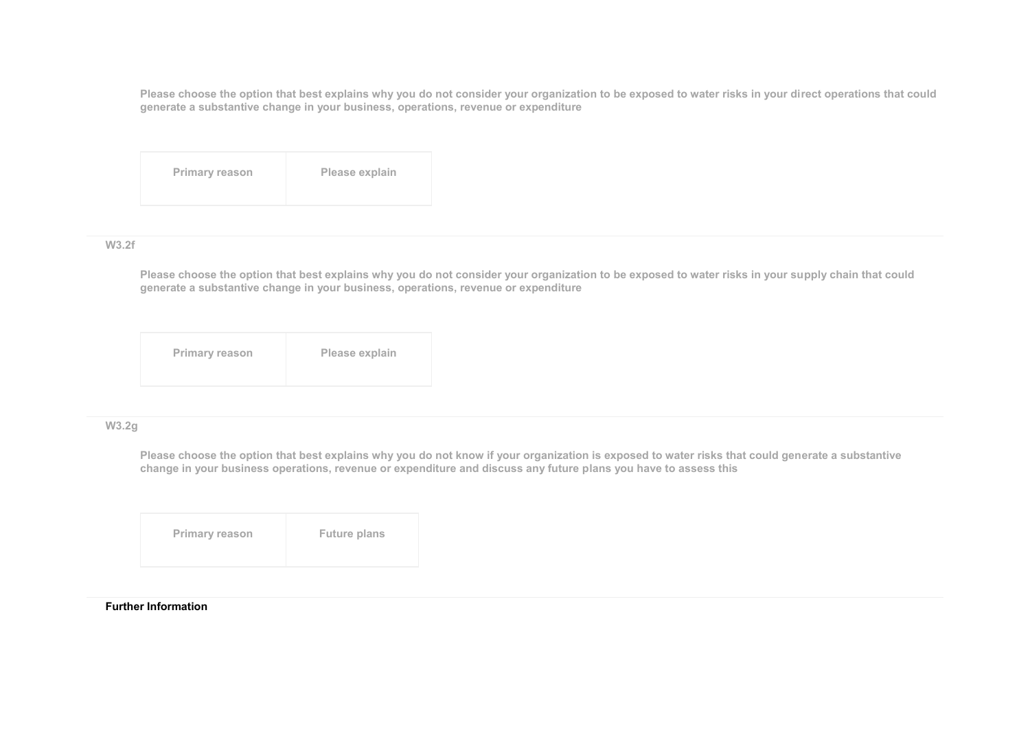Please choose the option that best explains why you do not consider your organization to be exposed to water risks in your direct operations that could generate a substantive change in your business, operations, revenue or expenditure

| Primary reason | Please explain |
|---|---|

### W3.2f

Please choose the option that best explains why you do not consider your organization to be exposed to water risks in your supply chain that could generate a substantive change in your business, operations, revenue or expenditure

| Primary reason | Please explain |
|---|---|

### W3.2g

Please choose the option that best explains why you do not know if your organization is exposed to water risks that could generate a substantive change in your business operations, revenue or expenditure and discuss any future plans you have to assess this

| Primary reason | Future plans |
|---|---|

**Further Information**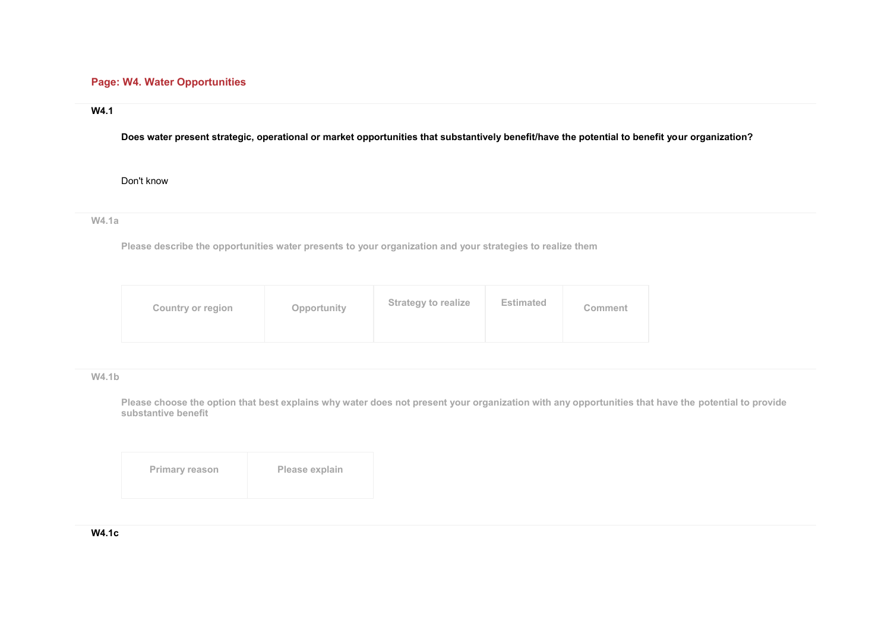## Page: W4. Water Opportunities

**W4.1**

**Does water present strategic, operational or market opportunities that substantively benefit/have the potential to benefit your organization?**

Don't know

**W4.1a**

**Please describe the opportunities water presents to your organization and your strategies to realize them**

| Country or region | Opportunity | Strategy to realize | Estimated | Comment |
|---|---|---|---|---|

**W4.1b**

**Please choose the option that best explains why water does not present your organization with any opportunities that have the potential to provide substantive benefit**

| Primary reason | Please explain |
|---|---|

**W4.1c**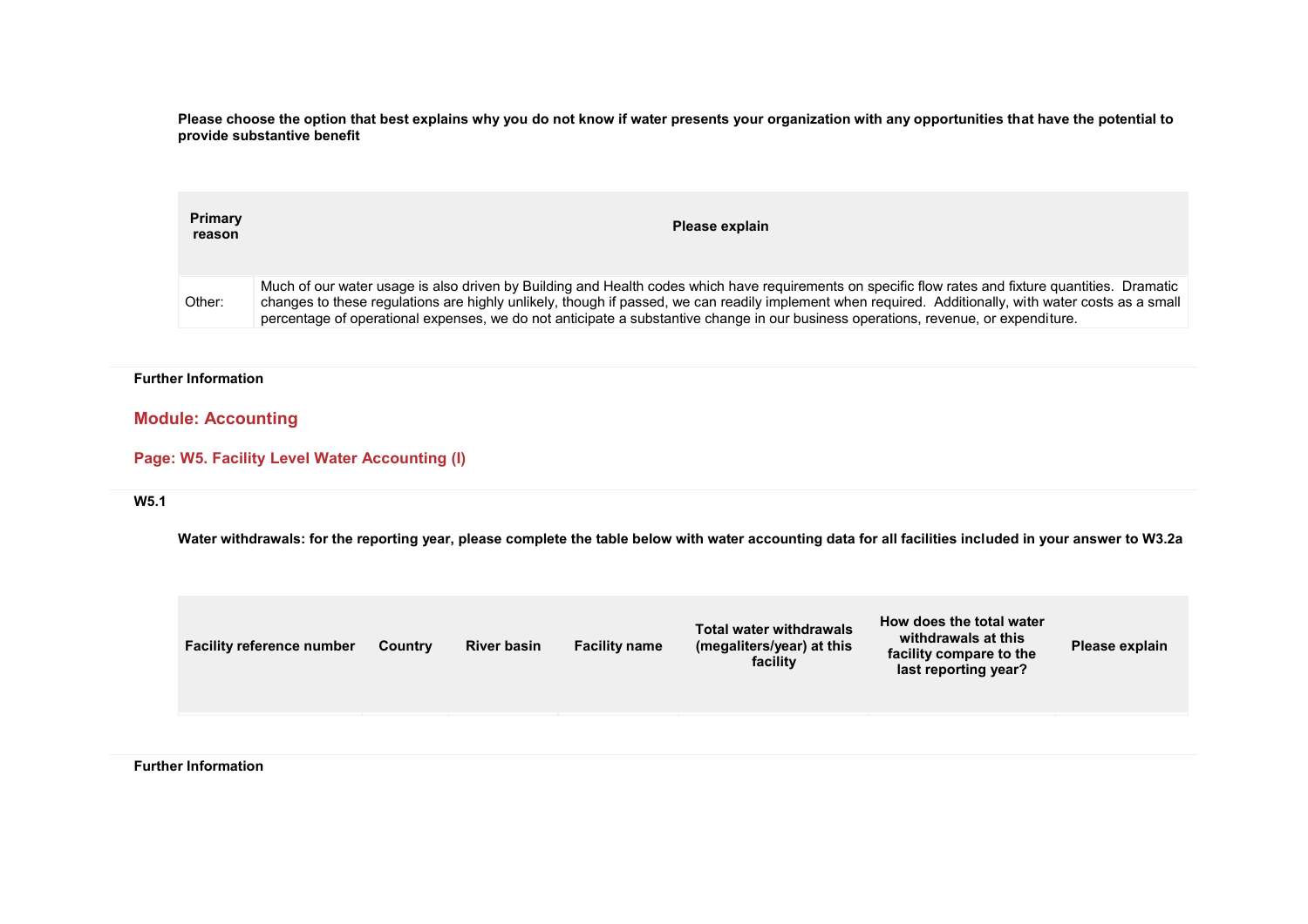**Please choose the option that best explains why you do not know if water presents your organization with any opportunities that have the potential to provide substantive benefit**

| Primary reason | Please explain |
|---|---|
| Other: | Much of our water usage is also driven by Building and Health codes which have requirements on specific flow rates and fixture quantities. Dramatic changes to these regulations are highly unlikely, though if passed, we can readily implement when required. Additionally, with water costs as a small percentage of operational expenses, we do not anticipate a substantive change in our business operations, revenue, or expenditure. |

**Further Information**

## Module: Accounting

### Page: W5. Facility Level Water Accounting (I)

**W5.1**

**Water withdrawals: for the reporting year, please complete the table below with water accounting data for all facilities included in your answer to W3.2a**

| Facility reference number | Country | River basin | Facility name | Total water withdrawals (megaliters/year) at this facility | How does the total water withdrawals at this facility compare to the last reporting year? | Please explain |
|---|---|---|---|---|---|---|
| | | | | | | |

**Further Information**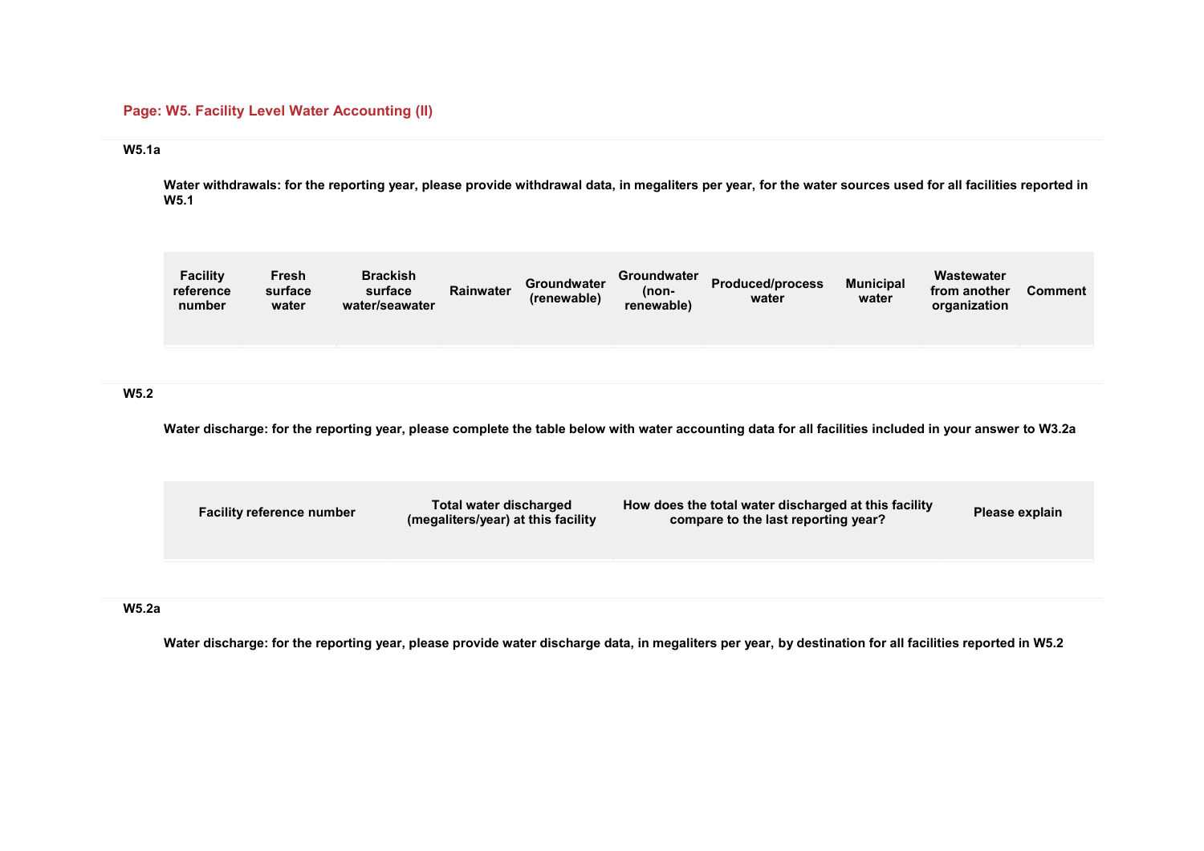## Page: W5. Facility Level Water Accounting (II)

### W5.1a

**Water withdrawals: for the reporting year, please provide withdrawal data, in megaliters per year, for the water sources used for all facilities reported in W5.1**

| Facility reference number | Fresh surface water | Brackish surface water/seawater | Rainwater | Groundwater (renewable) | Groundwater (non-renewable) | Produced/process water | Municipal water | Wastewater from another organization | Comment |
|---|---|---|---|---|---|---|---|---|---|
| | | | | | | | | | |

### W5.2

**Water discharge: for the reporting year, please complete the table below with water accounting data for all facilities included in your answer to W3.2a**

| Facility reference number | Total water discharged (megaliters/year) at this facility | How does the total water discharged at this facility compare to the last reporting year? | Please explain |
|---|---|---|---|
| | | | |

### W5.2a

**Water discharge: for the reporting year, please provide water discharge data, in megaliters per year, by destination for all facilities reported in W5.2**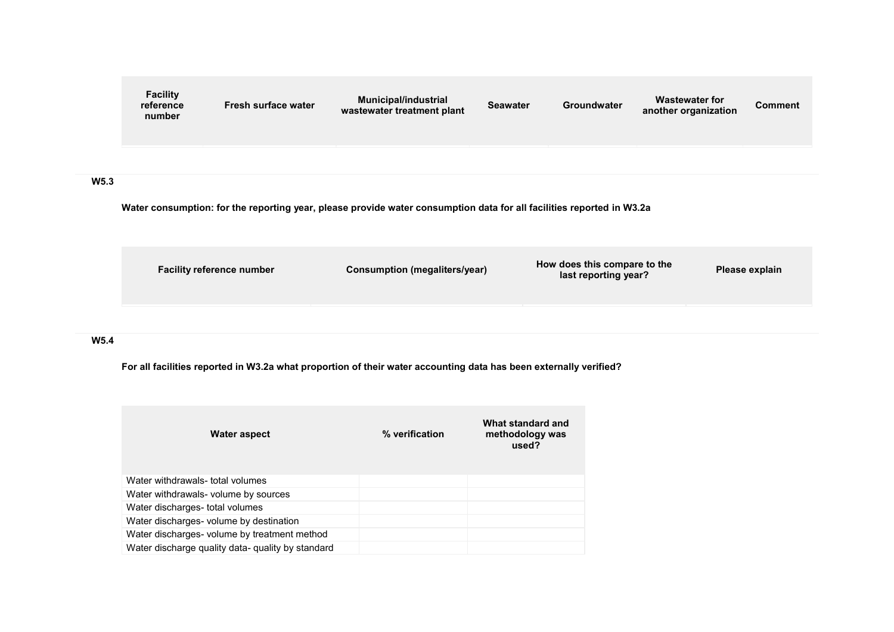| Facility reference number | Fresh surface water | Municipal/industrial wastewater treatment plant | Seawater | Groundwater | Wastewater for another organization | Comment |
|---|---|---|---|---|---|---|
| | | | | | | |

### W5.3

**Water consumption: for the reporting year, please provide water consumption data for all facilities reported in W3.2a**

| Facility reference number | Consumption (megaliters/year) | How does this compare to the last reporting year? | Please explain |
|---|---|---|---|
| | | | |

### W5.4

**For all facilities reported in W3.2a what proportion of their water accounting data has been externally verified?**

| Water aspect | % verification | What standard and methodology was used? |
|---|---|---|
| Water withdrawals- total volumes | | |
| Water withdrawals- volume by sources | | |
| Water discharges- total volumes | | |
| Water discharges- volume by destination | | |
| Water discharges- volume by treatment method | | |
| Water discharge quality data- quality by standard | | |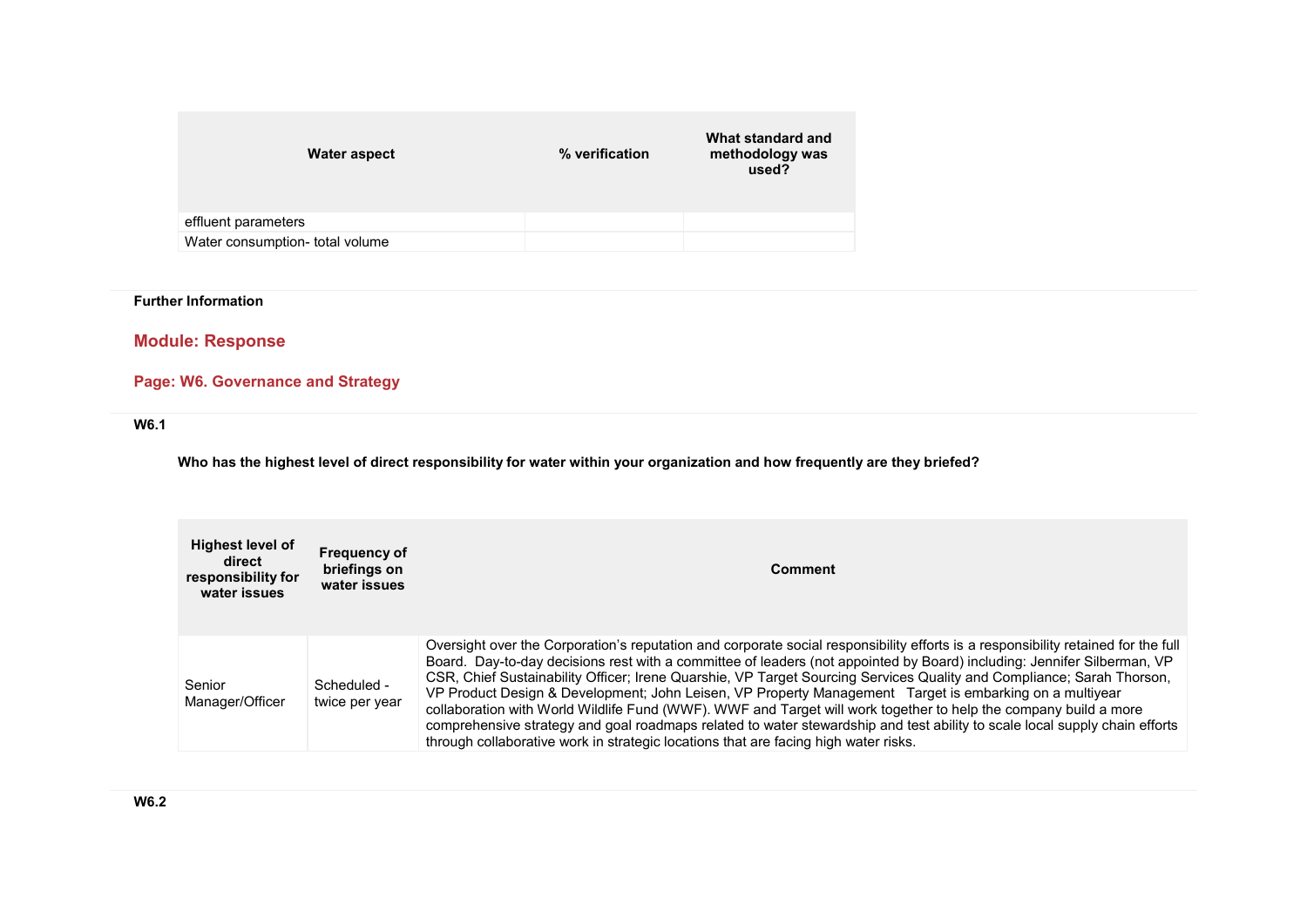| Water aspect | % verification | What standard and methodology was used? |
|---|---|---|
| effluent parameters | | |
| Water consumption- total volume | | |

**Further Information**

## Module: Response

### Page: W6. Governance and Strategy

**W6.1**

**Who has the highest level of direct responsibility for water within your organization and how frequently are they briefed?**

| Highest level of direct responsibility for water issues | Frequency of briefings on water issues | Comment |
|---|---|---|
| Senior Manager/Officer | Scheduled - twice per year | Oversight over the Corporation's reputation and corporate social responsibility efforts is a responsibility retained for the full Board. Day-to-day decisions rest with a committee of leaders (not appointed by Board) including: Jennifer Silberman, VP CSR, Chief Sustainability Officer; Irene Quarshie, VP Target Sourcing Services Quality and Compliance; Sarah Thorson, VP Product Design & Development; John Leisen, VP Property Management Target is embarking on a multiyear collaboration with World Wildlife Fund (WWF). WWF and Target will work together to help the company build a more comprehensive strategy and goal roadmaps related to water stewardship and test ability to scale local supply chain efforts through collaborative work in strategic locations that are facing high water risks. |

**W6.2**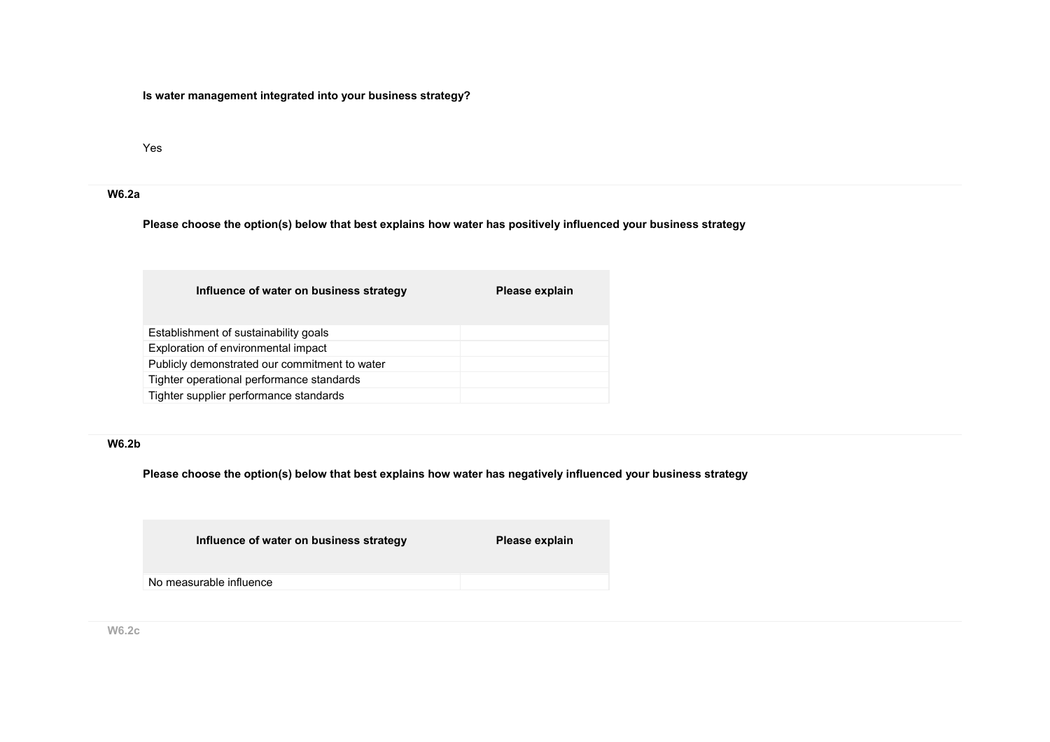**Is water management integrated into your business strategy?**

Yes

**W6.2a**

**Please choose the option(s) below that best explains how water has positively influenced your business strategy**

| Influence of water on business strategy | Please explain |
|---|---|
| Establishment of sustainability goals | |
| Exploration of environmental impact | |
| Publicly demonstrated our commitment to water | |
| Tighter operational performance standards | |
| Tighter supplier performance standards | |

**W6.2b**

**Please choose the option(s) below that best explains how water has negatively influenced your business strategy**

| Influence of water on business strategy | Please explain |
|---|---|
| No measurable influence | |

W6.2c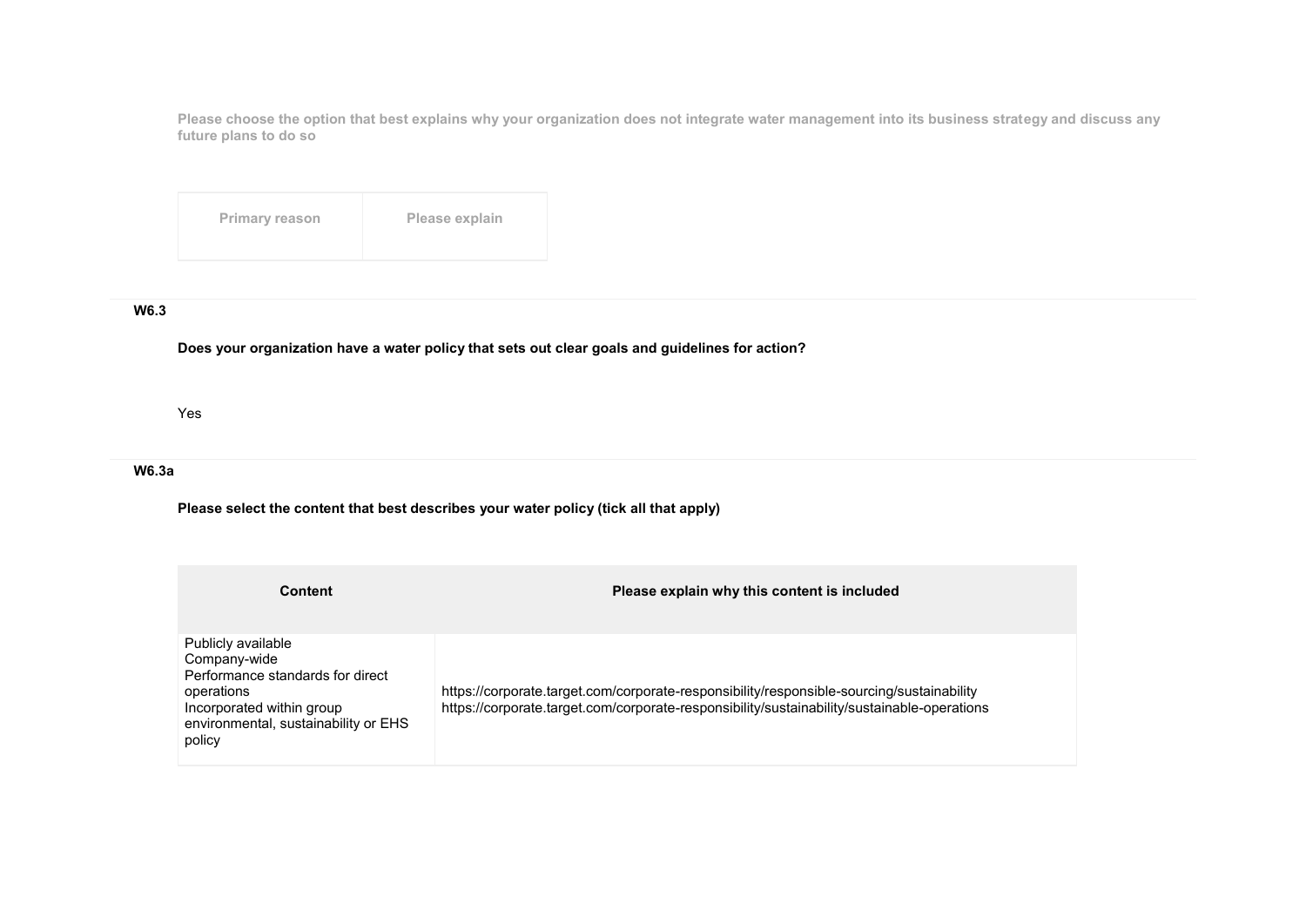Please choose the option that best explains why your organization does not integrate water management into its business strategy and discuss any future plans to do so

| Primary reason | Please explain |
| --- | --- |

### W6.3

**Does your organization have a water policy that sets out clear goals and guidelines for action?**

Yes

### W6.3a

**Please select the content that best describes your water policy (tick all that apply)**

| Content | Please explain why this content is included |
| --- | --- |
| Publicly available<br>Company-wide<br>Performance standards for direct operations<br>Incorporated within group environmental, sustainability or EHS policy | https://corporate.target.com/corporate-responsibility/responsible-sourcing/sustainability<br>https://corporate.target.com/corporate-responsibility/sustainability/sustainable-operations |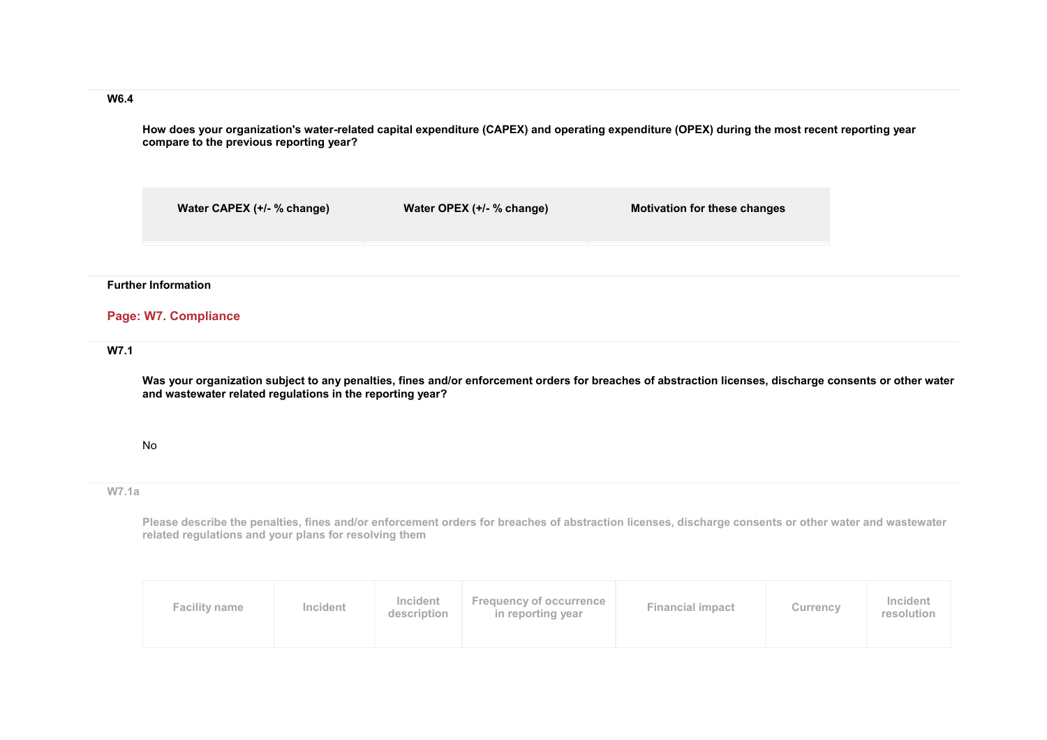### W6.4

**How does your organization's water-related capital expenditure (CAPEX) and operating expenditure (OPEX) during the most recent reporting year compare to the previous reporting year?**

| Water CAPEX (+/- % change) | Water OPEX (+/- % change) | Motivation for these changes |
|---|---|---|
| | | |

### Further Information

## Page: W7. Compliance

### W7.1

**Was your organization subject to any penalties, fines and/or enforcement orders for breaches of abstraction licenses, discharge consents or other water and wastewater related regulations in the reporting year?**

No

### W7.1a

**Please describe the penalties, fines and/or enforcement orders for breaches of abstraction licenses, discharge consents or other water and wastewater related regulations and your plans for resolving them**

| Facility name | Incident | Incident description | Frequency of occurrence in reporting year | Financial impact | Currency | Incident resolution |
|---|---|---|---|---|---|---|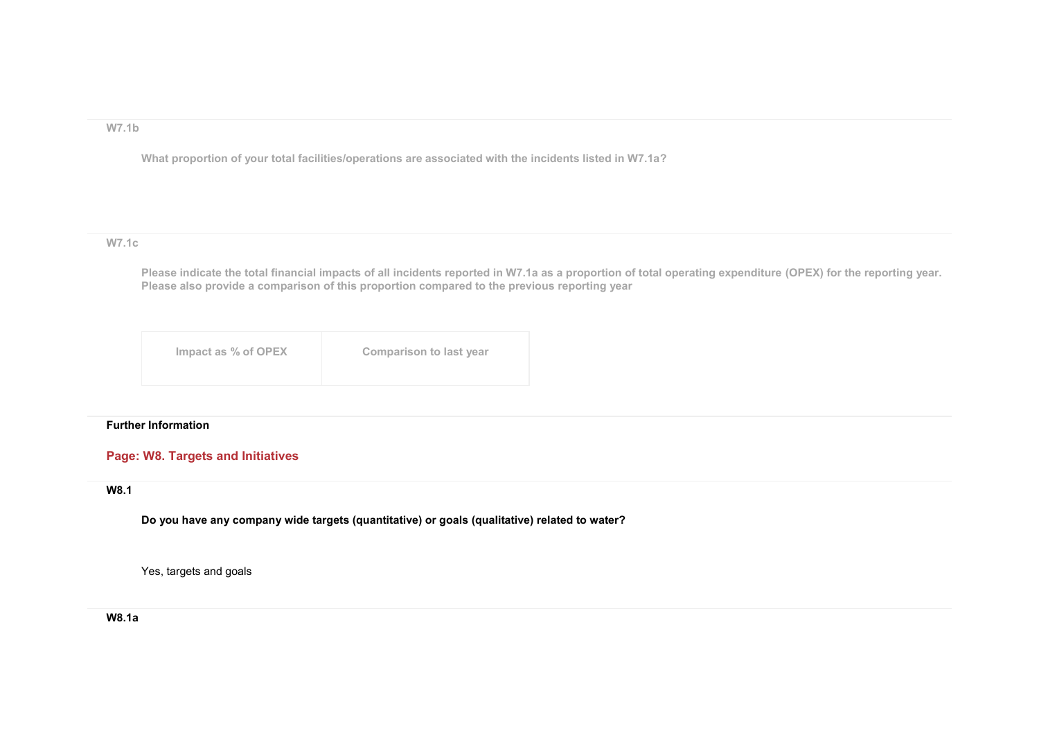**W7.1b**

What proportion of your total facilities/operations are associated with the incidents listed in W7.1a?

**W7.1c**

Please indicate the total financial impacts of all incidents reported in W7.1a as a proportion of total operating expenditure (OPEX) for the reporting year. Please also provide a comparison of this proportion compared to the previous reporting year

| Impact as % of OPEX | Comparison to last year |
|---|---|
| | |

**Further Information**

## Page: W8. Targets and Initiatives

**W8.1**

**Do you have any company wide targets (quantitative) or goals (qualitative) related to water?**

Yes, targets and goals

**W8.1a**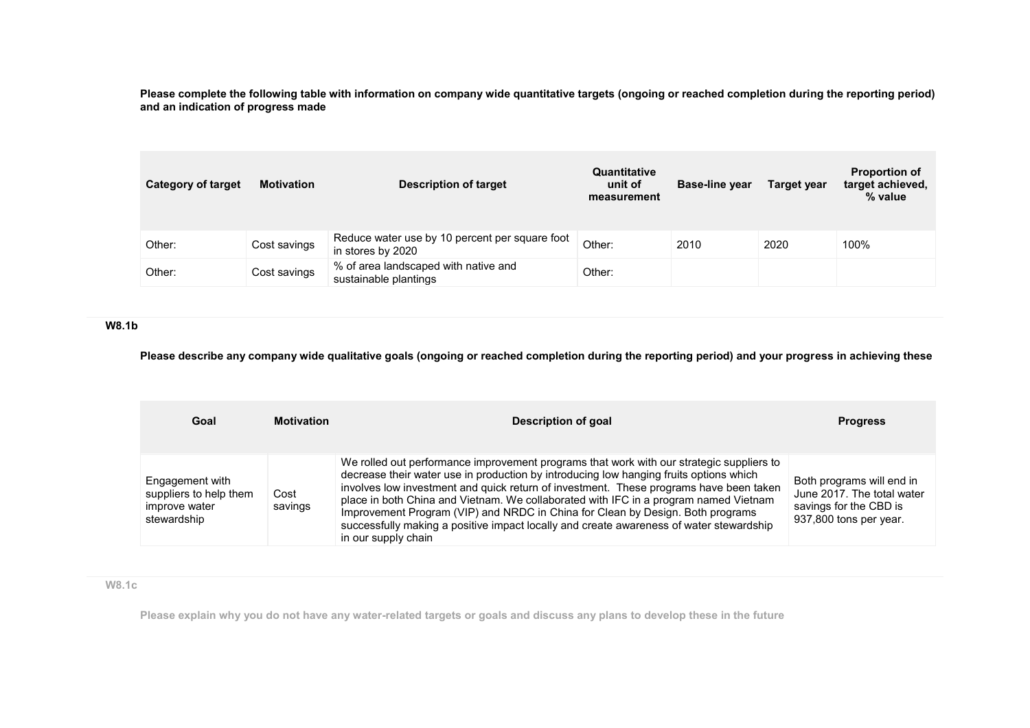**Please complete the following table with information on company wide quantitative targets (ongoing or reached completion during the reporting period) and an indication of progress made**

| Category of target | Motivation | Description of target | Quantitative unit of measurement | Base-line year | Target year | Proportion of target achieved, % value |
|---|---|---|---|---|---|---|
| Other: | Cost savings | Reduce water use by 10 percent per square foot in stores by 2020 | Other: | 2010 | 2020 | 100% |
| Other: | Cost savings | % of area landscaped with native and sustainable plantings | Other: | | | |

### W8.1b

**Please describe any company wide qualitative goals (ongoing or reached completion during the reporting period) and your progress in achieving these**

| Goal | Motivation | Description of goal | Progress |
|---|---|---|---|
| Engagement with suppliers to help them improve water stewardship | Cost savings | We rolled out performance improvement programs that work with our strategic suppliers to decrease their water use in production by introducing low hanging fruits options which involves low investment and quick return of investment. These programs have been taken place in both China and Vietnam. We collaborated with IFC in a program named Vietnam Improvement Program (VIP) and NRDC in China for Clean by Design. Both programs successfully making a positive impact locally and create awareness of water stewardship in our supply chain | Both programs will end in June 2017. The total water savings for the CBD is 937,800 tons per year. |

### W8.1c

**Please explain why you do not have any water-related targets or goals and discuss any plans to develop these in the future**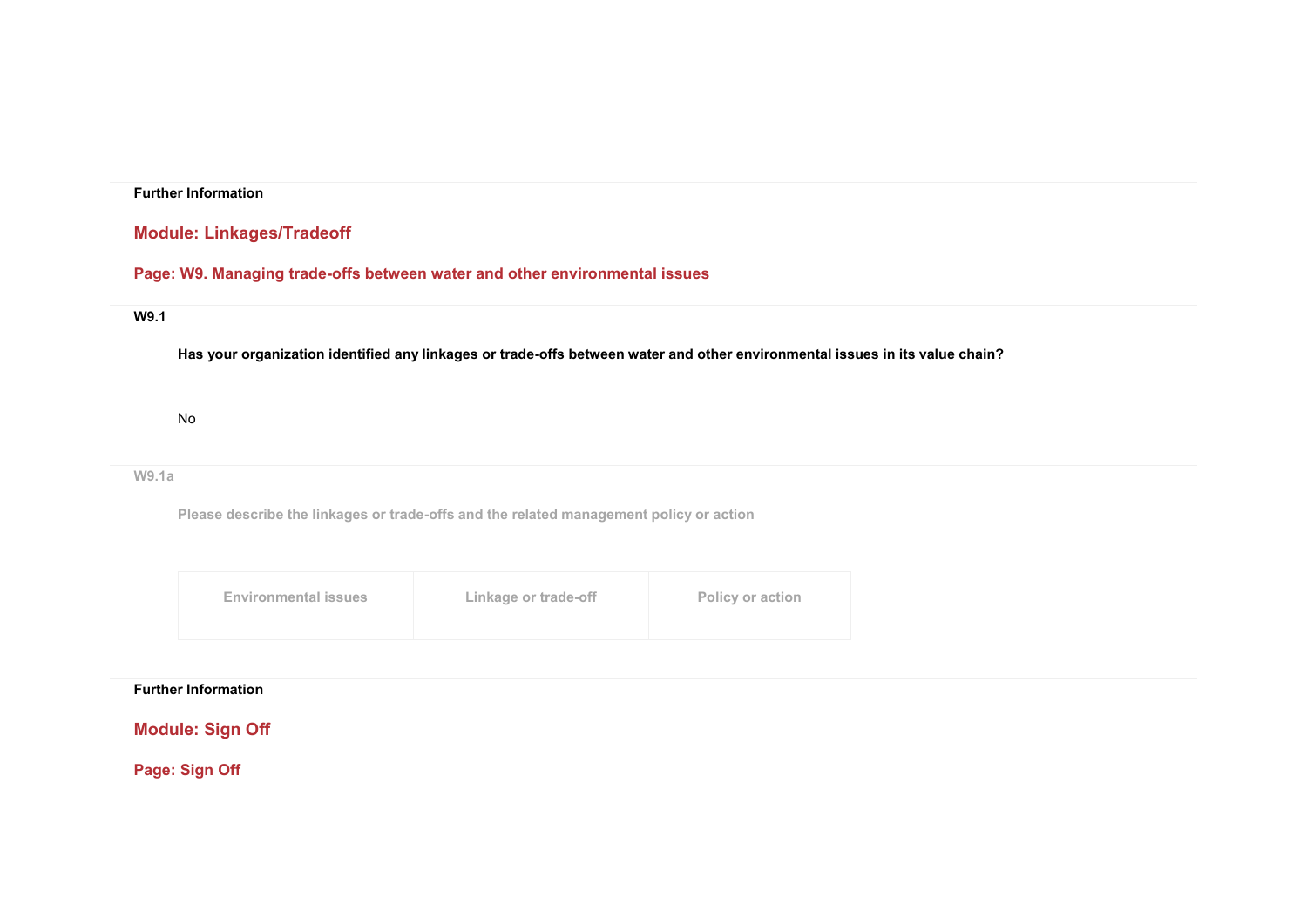**Further Information**

## Module: Linkages/Tradeoff

### Page: W9. Managing trade-offs between water and other environmental issues

**W9.1**

**Has your organization identified any linkages or trade-offs between water and other environmental issues in its value chain?**

No

**W9.1a**

**Please describe the linkages or trade-offs and the related management policy or action**

| Environmental issues | Linkage or trade-off | Policy or action |
| --- | --- | --- |

**Further Information**

## Module: Sign Off

### Page: Sign Off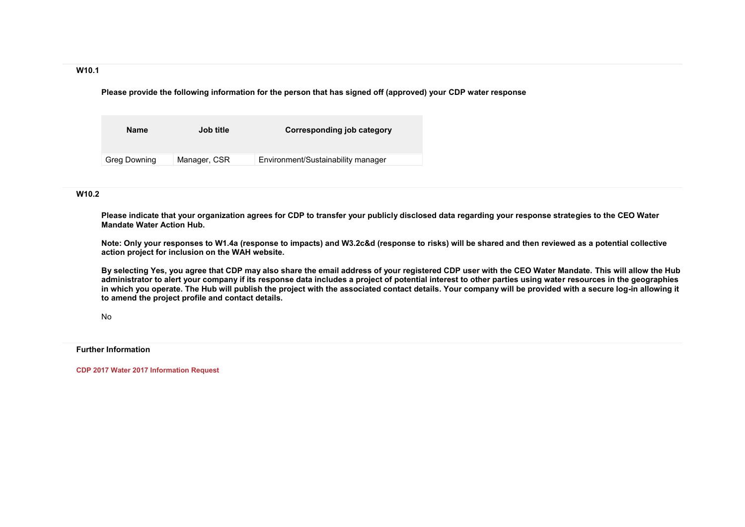### W10.1

**Please provide the following information for the person that has signed off (approved) your CDP water response**

| Name | Job title | Corresponding job category |
|---|---|---|
| Greg Downing | Manager, CSR | Environment/Sustainability manager |

### W10.2

**Please indicate that your organization agrees for CDP to transfer your publicly disclosed data regarding your response strategies to the CEO Water Mandate Water Action Hub.**

**Note: Only your responses to W1.4a (response to impacts) and W3.2c&d (response to risks) will be shared and then reviewed as a potential collective action project for inclusion on the WAH website.**

**By selecting Yes, you agree that CDP may also share the email address of your registered CDP user with the CEO Water Mandate. This will allow the Hub administrator to alert your company if its response data includes a project of potential interest to other parties using water resources in the geographies in which you operate. The Hub will publish the project with the associated contact details. Your company will be provided with a secure log-in allowing it to amend the project profile and contact details.**

No

**Further Information**

**CDP 2017 Water 2017 Information Request**